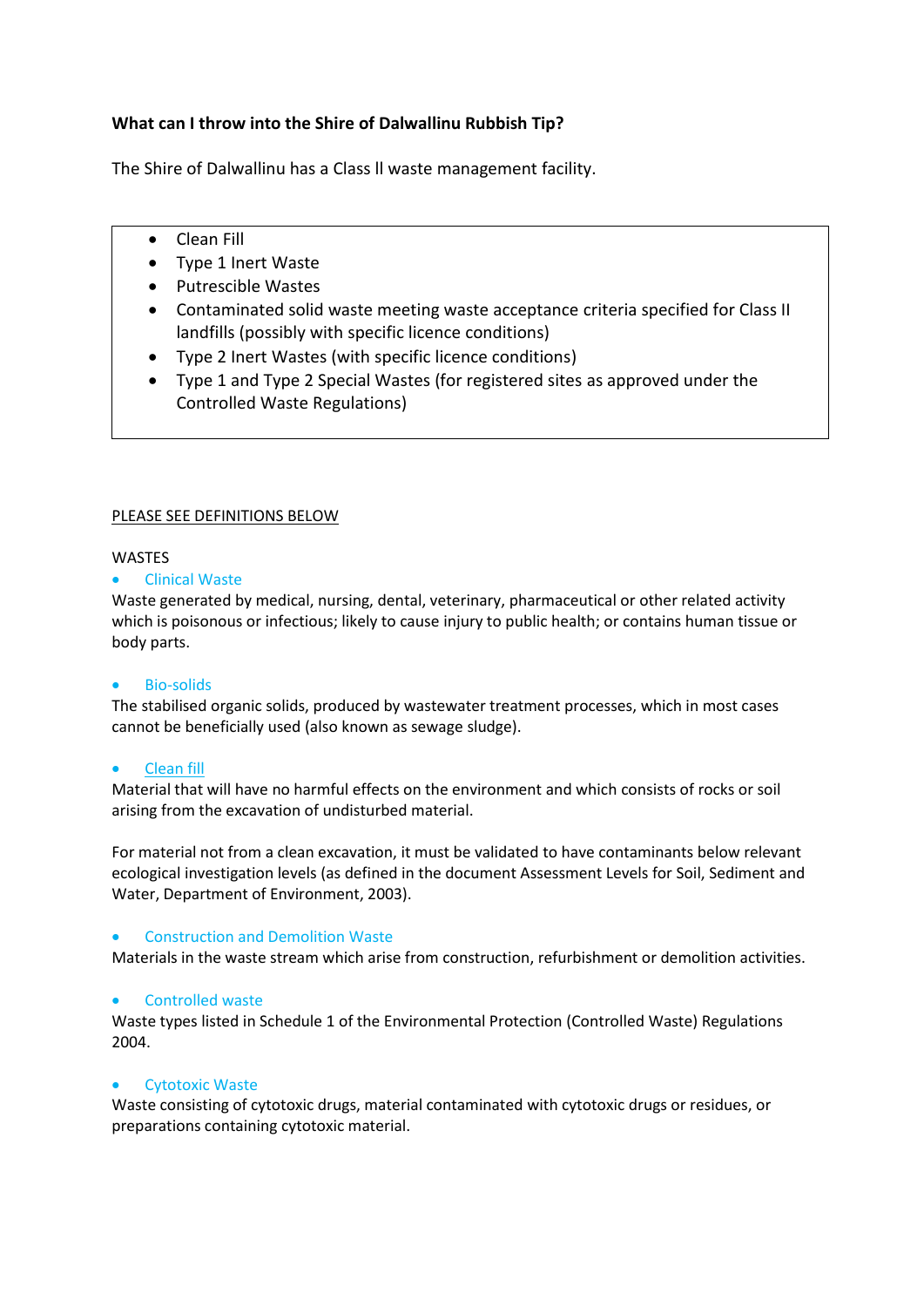**What can I throw into the Shire of Dalwallinu Rubbish Tip?**

The Shire of Dalwallinu has a Class ll waste management facility.

- Clean Fill
- Type 1 Inert Waste
- Putrescible Wastes
- Contaminated solid waste meeting waste acceptance criteria specified for Class II landfills (possibly with specific licence conditions)
- Type 2 Inert Wastes (with specific licence conditions)
- Type 1 and Type 2 Special Wastes (for registered sites as approved under the Controlled Waste Regulations)

PLEASE SEE DEFINITIONS BELOW

WASTES

- Clinical Waste

Waste generated by medical, nursing, dental, veterinary, pharmaceutical or other related activity which is poisonous or infectious; likely to cause injury to public health; or contains human tissue or body parts.

- Bio-solids

The stabilised organic solids, produced by wastewater treatment processes, which in most cases cannot be beneficially used (also known as sewage sludge).

- Clean fill

Material that will have no harmful effects on the environment and which consists of rocks or soil arising from the excavation of undisturbed material.

For material not from a clean excavation, it must be validated to have contaminants below relevant ecological investigation levels (as defined in the document Assessment Levels for Soil, Sediment and Water, Department of Environment, 2003).

- Construction and Demolition Waste

Materials in the waste stream which arise from construction, refurbishment or demolition activities.

- Controlled waste

Waste types listed in Schedule 1 of the Environmental Protection (Controlled Waste) Regulations 2004.

- Cytotoxic Waste

Waste consisting of cytotoxic drugs, material contaminated with cytotoxic drugs or residues, or preparations containing cytotoxic material.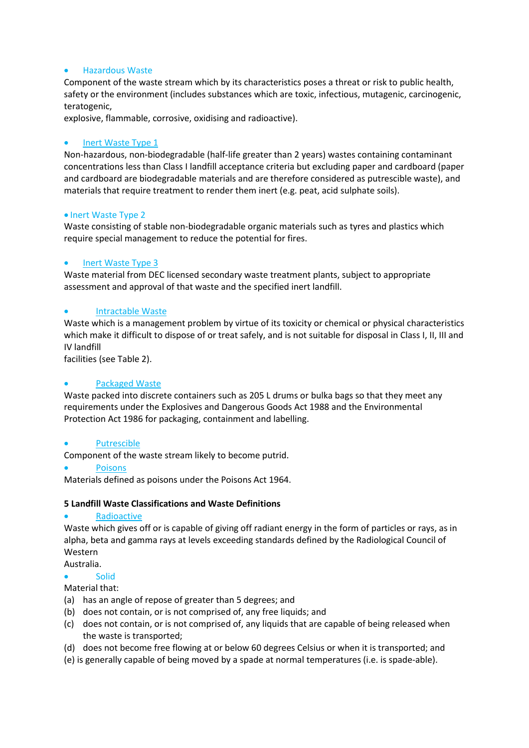- Hazardous Waste

Component of the waste stream which by its characteristics poses a threat or risk to public health, safety or the environment (includes substances which are toxic, infectious, mutagenic, carcinogenic, teratogenic,
explosive, flammable, corrosive, oxidising and radioactive).

- Inert Waste Type 1

Non-hazardous, non-biodegradable (half-life greater than 2 years) wastes containing contaminant concentrations less than Class I landfill acceptance criteria but excluding paper and cardboard (paper and cardboard are biodegradable materials and are therefore considered as putrescible waste), and materials that require treatment to render them inert (e.g. peat, acid sulphate soils).

- Inert Waste Type 2

Waste consisting of stable non-biodegradable organic materials such as tyres and plastics which require special management to reduce the potential for fires.

- Inert Waste Type 3

Waste material from DEC licensed secondary waste treatment plants, subject to appropriate assessment and approval of that waste and the specified inert landfill.

- Intractable Waste

Waste which is a management problem by virtue of its toxicity or chemical or physical characteristics which make it difficult to dispose of or treat safely, and is not suitable for disposal in Class I, II, III and IV landfill
facilities (see Table 2).

- Packaged Waste

Waste packed into discrete containers such as 205 L drums or bulka bags so that they meet any requirements under the Explosives and Dangerous Goods Act 1988 and the Environmental Protection Act 1986 for packaging, containment and labelling.

- Putrescible

Component of the waste stream likely to become putrid.

- Poisons

Materials defined as poisons under the Poisons Act 1964.

**5 Landfill Waste Classifications and Waste Definitions**

- Radioactive

Waste which gives off or is capable of giving off radiant energy in the form of particles or rays, as in alpha, beta and gamma rays at levels exceeding standards defined by the Radiological Council of Western
Australia.

- Solid

Material that:

(a) has an angle of repose of greater than 5 degrees; and
(b) does not contain, or is not comprised of, any free liquids; and
(c) does not contain, or is not comprised of, any liquids that are capable of being released when the waste is transported;
(d) does not become free flowing at or below 60 degrees Celsius or when it is transported; and
(e) is generally capable of being moved by a spade at normal temperatures (i.e. is spade-able).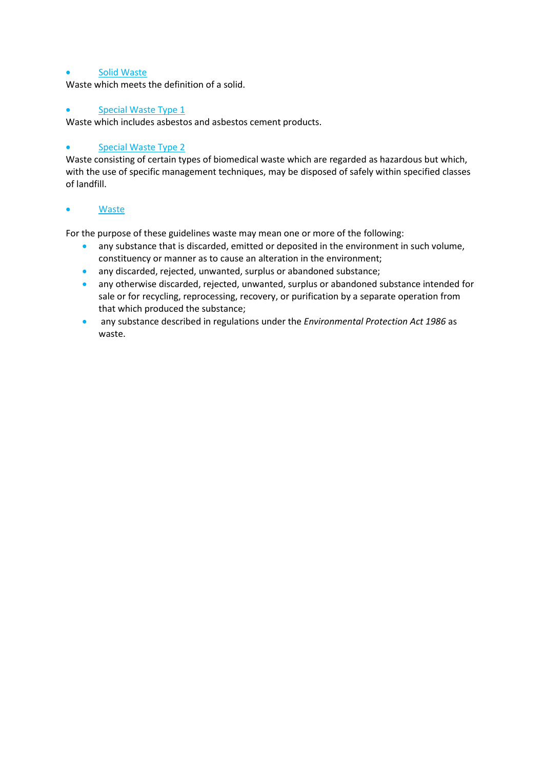- Solid Waste

Waste which meets the definition of a solid.

- Special Waste Type 1

Waste which includes asbestos and asbestos cement products.

- Special Waste Type 2

Waste consisting of certain types of biomedical waste which are regarded as hazardous but which, with the use of specific management techniques, may be disposed of safely within specified classes of landfill.

- Waste

For the purpose of these guidelines waste may mean one or more of the following:

- any substance that is discarded, emitted or deposited in the environment in such volume, constituency or manner as to cause an alteration in the environment;
- any discarded, rejected, unwanted, surplus or abandoned substance;
- any otherwise discarded, rejected, unwanted, surplus or abandoned substance intended for sale or for recycling, reprocessing, recovery, or purification by a separate operation from that which produced the substance;
- any substance described in regulations under the *Environmental Protection Act 1986* as waste.